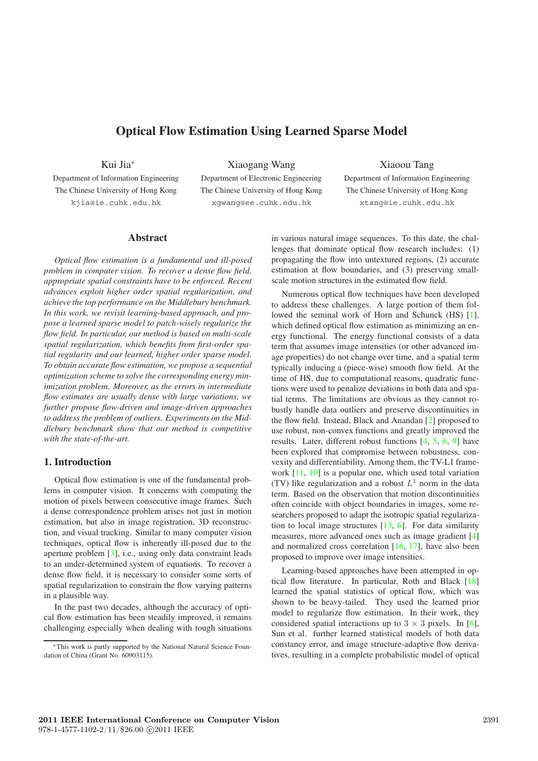# Optical Flow Estimation Using Learned Sparse Model

Kui Jia*
Department of Information Engineering
The Chinese University of Hong Kong
kjia@ie.cuhk.edu.hk

Xiaogang Wang
Department of Electronic Engineering
The Chinese University of Hong Kong
xgwang@ee.cuhk.edu.hk

Xiaoou Tang
Department of Information Engineering
The Chinese University of Hong Kong
xtang@ie.cuhk.edu.hk

## Abstract

*Optical flow estimation is a fundamental and ill-posed problem in computer vision. To recover a dense flow field, appropriate spatial constraints have to be enforced. Recent advances exploit higher order spatial regularization, and achieve the top performance on the Middlebury benchmark. In this work, we revisit learning-based approach, and propose a learned sparse model to patch-wisely regularize the flow field. In particular, our method is based on multi-scale spatial regularization, which benefits from first-order spatial regularity and our learned, higher order sparse model. To obtain accurate flow estimation, we propose a sequential optimization scheme to solve the corresponding energy minimization problem. Moreover, as the errors in intermediate flow estimates are usually dense with large variations, we further propose flow-driven and image-driven approaches to address the problem of outliers. Experiments on the Middlebury benchmark show that our method is competitive with the state-of-the-art.*

## 1. Introduction

Optical flow estimation is one of the fundamental problems in computer vision. It concerns with computing the motion of pixels between consecutive image frames. Such a dense correspondence problem arises not just in motion estimation, but also in image registration, 3D reconstruction, and visual tracking. Similar to many computer vision techniques, optical flow is inherently ill-posed due to the aperture problem [3], i.e., using only data constraint leads to an under-determined system of equations. To recover a dense flow field, it is necessary to consider some sorts of spatial regularization to constrain the flow varying patterns in a plausible way.

In the past two decades, although the accuracy of optical flow estimation has been steadily improved, it remains challenging especially when dealing with tough situations in various natural image sequences. To this date, the challenges that dominate optical flow research includes: (1) propagating the flow into untextured regions, (2) accurate estimation at flow boundaries, and (3) preserving small-scale motion structures in the estimated flow field.

Numerous optical flow techniques have been developed to address these challenges. A large portion of them followed the seminal work of Horn and Schunck (HS) [1], which defined optical flow estimation as minimizing an energy functional. The energy functional consists of a data term that assumes image intensities (or other advanced image properties) do not change over time, and a spatial term typically inducing a (piece-wise) smooth flow field. At the time of HS, due to computational reasons, quadratic functions were used to penalize deviations in both data and spatial terms. The limitations are obvious as they cannot robustly handle data outliers and preserve discontinuities in the flow field. Instead, Black and Anandan [2] proposed to use robust, non-convex functions and greatly improved the results. Later, different robust functions [4, 5, 6, 9] have been explored that compromise between robustness, convexity and differentiability. Among them, the TV-L1 framework [11, 10] is a popular one, which used total variation (TV) like regularization and a robust $L^1$ norm in the data term. Based on the observation that motion discontinuities often coincide with object boundaries in images, some researchers proposed to adapt the isotropic spatial regularization to local image structures [13, 6]. For data similarity measures, more advanced ones such as image gradient [4] and normalized cross correlation [16, 17], have also been proposed to improve over image intensities.

Learning-based approaches have been attempted in optical flow literature. In particular, Roth and Black [18] learned the spatial statistics of optical flow, which was shown to be heavy-tailed. They used the learned prior model to regularize flow estimation. In their work, they considered spatial interactions up to $3 \times 3$ pixels. In [6], Sun et al. further learned statistical models of both data constancy error, and image structure-adaptive flow derivatives, resulting in a complete probabilistic model of optical

*This work is partly supported by the National Natural Science Foundation of China (Grant No. 60903115).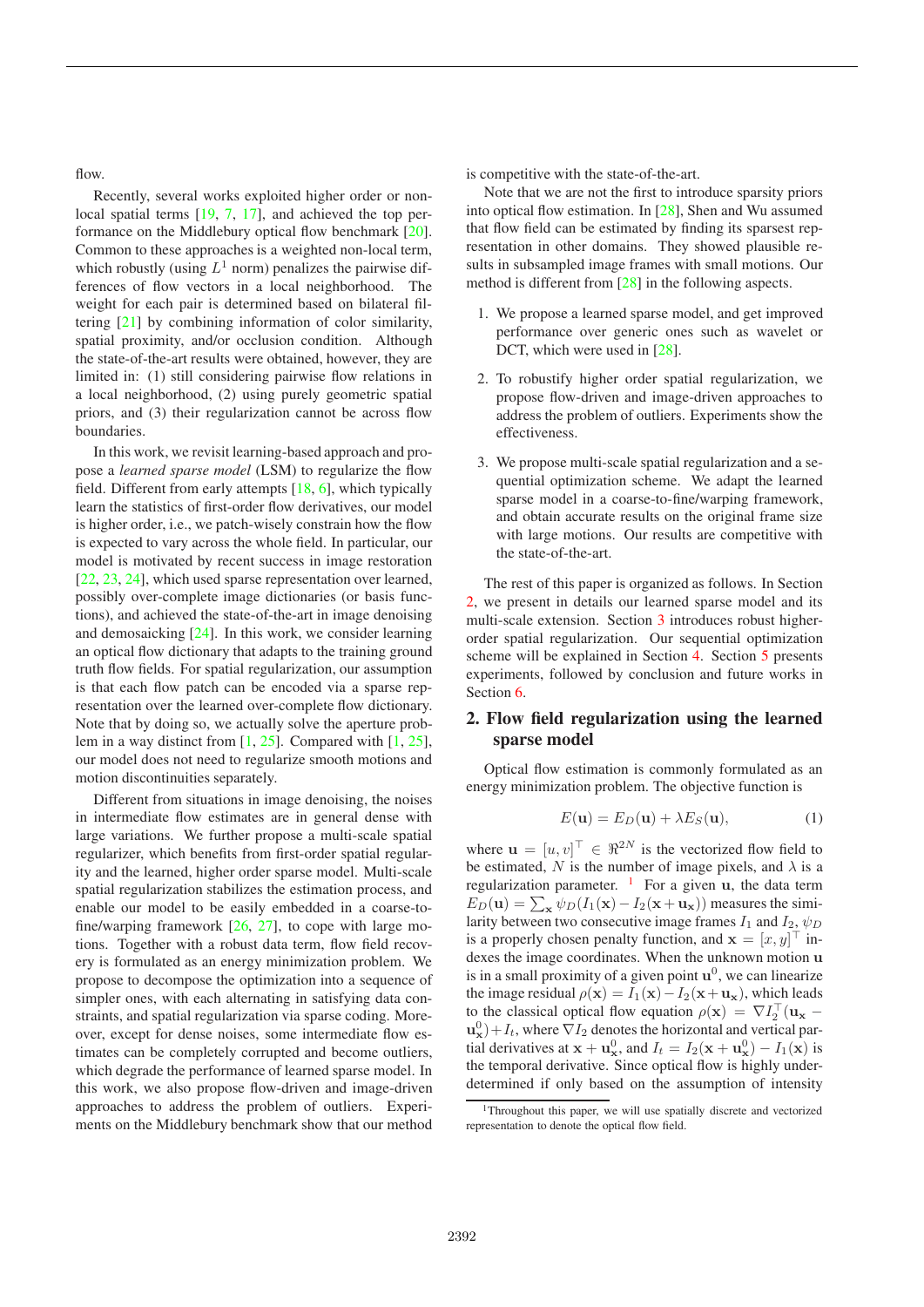flow.

Recently, several works exploited higher order or non-local spatial terms [19, 7, 17], and achieved the top performance on the Middlebury optical flow benchmark [20]. Common to these approaches is a weighted non-local term, which robustly (using $L^1$ norm) penalizes the pairwise differences of flow vectors in a local neighborhood. The weight for each pair is determined based on bilateral filtering [21] by combining information of color similarity, spatial proximity, and/or occlusion condition. Although the state-of-the-art results were obtained, however, they are limited in: (1) still considering pairwise flow relations in a local neighborhood, (2) using purely geometric spatial priors, and (3) their regularization cannot be across flow boundaries.

In this work, we revisit learning-based approach and propose a *learned sparse model* (LSM) to regularize the flow field. Different from early attempts [18, 6], which typically learn the statistics of first-order flow derivatives, our model is higher order, i.e., we patch-wisely constrain how the flow is expected to vary across the whole field. In particular, our model is motivated by recent success in image restoration [22, 23, 24], which used sparse representation over learned, possibly over-complete image dictionaries (or basis functions), and achieved the state-of-the-art in image denoising and demosaicking [24]. In this work, we consider learning an optical flow dictionary that adapts to the training ground truth flow fields. For spatial regularization, our assumption is that each flow patch can be encoded via a sparse representation over the learned over-complete flow dictionary. Note that by doing so, we actually solve the aperture problem in a way distinct from [1, 25]. Compared with [1, 25], our model does not need to regularize smooth motions and motion discontinuities separately.

Different from situations in image denoising, the noises in intermediate flow estimates are in general dense with large variations. We further propose a multi-scale spatial regularizer, which benefits from first-order spatial regularity and the learned, higher order sparse model. Multi-scale spatial regularization stabilizes the estimation process, and enable our model to be easily embedded in a coarse-to-fine/warping framework [26, 27], to cope with large motions. Together with a robust data term, flow field recovery is formulated as an energy minimization problem. We propose to decompose the optimization into a sequence of simpler ones, with each alternating in satisfying data constraints, and spatial regularization via sparse coding. Moreover, except for dense noises, some intermediate flow estimates can be completely corrupted and become outliers, which degrade the performance of learned sparse model. In this work, we also propose flow-driven and image-driven approaches to address the problem of outliers. Experiments on the Middlebury benchmark show that our method is competitive with the state-of-the-art.

Note that we are not the first to introduce sparsity priors into optical flow estimation. In [28], Shen and Wu assumed that flow field can be estimated by finding its sparsest representation in other domains. They showed plausible results in subsampled image frames with small motions. Our method is different from [28] in the following aspects.

1. We propose a learned sparse model, and get improved performance over generic ones such as wavelet or DCT, which were used in [28].
2. To robustify higher order spatial regularization, we propose flow-driven and image-driven approaches to address the problem of outliers. Experiments show the effectiveness.
3. We propose multi-scale spatial regularization and a sequential optimization scheme. We adapt the learned sparse model in a coarse-to-fine/warping framework, and obtain accurate results on the original frame size with large motions. Our results are competitive with the state-of-the-art.

The rest of this paper is organized as follows. In Section 2, we present in details our learned sparse model and its multi-scale extension. Section 3 introduces robust higher-order spatial regularization. Our sequential optimization scheme will be explained in Section 4. Section 5 presents experiments, followed by conclusion and future works in Section 6.

## 2. Flow field regularization using the learned sparse model

Optical flow estimation is commonly formulated as an energy minimization problem. The objective function is

$$E(\mathbf{u}) = E_D(\mathbf{u}) + \lambda E_S(\mathbf{u}), \tag{1}$$

where $\mathbf{u} = [u, v]^\top \in \Re^{2N}$ is the vectorized flow field to be estimated, $N$ is the number of image pixels, and $\lambda$ is a regularization parameter. [1] For a given $\mathbf{u}$, the data term $E_D(\mathbf{u}) = \sum_{\mathbf{x}} \psi_D(I_1(\mathbf{x}) - I_2(\mathbf{x} + \mathbf{u}_{\mathbf{x}}))$ measures the similarity between two consecutive image frames $I_1$ and $I_2$, $\psi_D$ is a properly chosen penalty function, and $\mathbf{x} = [x, y]^\top$ indexes the image coordinates. When the unknown motion $\mathbf{u}$ is in a small proximity of a given point $\mathbf{u}^0$, we can linearize the image residual $\rho(\mathbf{x}) = I_1(\mathbf{x}) - I_2(\mathbf{x} + \mathbf{u}_{\mathbf{x}})$, which leads to the classical optical flow equation $\rho(\mathbf{x}) = \nabla I_2^\top(\mathbf{u}_{\mathbf{x}} - \mathbf{u}^0_{\mathbf{x}}) + I_t$, where $\nabla I_2$ denotes the horizontal and vertical partial derivatives at $\mathbf{x} + \mathbf{u}^0_{\mathbf{x}}$, and $I_t = I_2(\mathbf{x} + \mathbf{u}^0_{\mathbf{x}}) - I_1(\mathbf{x})$ is the temporal derivative. Since optical flow is highly underdetermined if only based on the assumption of intensity

[1] Throughout this paper, we will use spatially discrete and vectorized representation to denote the optical flow field.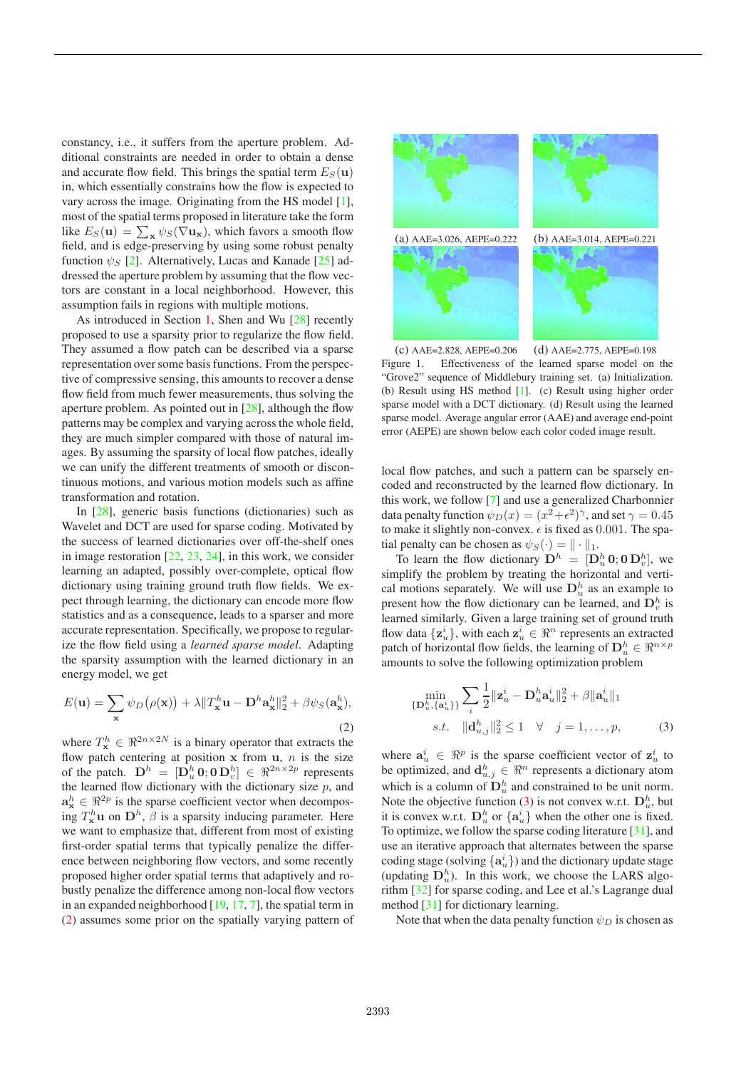constancy, i.e., it suffers from the aperture problem. Additional constraints are needed in order to obtain a dense and accurate flow field. This brings the spatial term $E_S(\mathbf{u})$ in, which essentially constrains how the flow is expected to vary across the image. Originating from the HS model [1], most of the spatial terms proposed in literature take the form like $E_S(\mathbf{u}) = \sum_{\mathbf{x}} \psi_S(\nabla \mathbf{u}_{\mathbf{x}})$, which favors a smooth flow field, and is edge-preserving by using some robust penalty function $\psi_S$ [2]. Alternatively, Lucas and Kanade [25] addressed the aperture problem by assuming that the flow vectors are constant in a local neighborhood. However, this assumption fails in regions with multiple motions.

As introduced in Section 1, Shen and Wu [28] recently proposed to use a sparsity prior to regularize the flow field. They assumed a flow patch can be described via a sparse representation over some basis functions. From the perspective of compressive sensing, this amounts to recover a dense flow field from much fewer measurements, thus solving the aperture problem. As pointed out in [28], although the flow patterns may be complex and varying across the whole field, they are much simpler compared with those of natural images. By assuming the sparsity of local flow patches, ideally we can unify the different treatments of smooth or discontinuous motions, and various motion models such as affine transformation and rotation.

In [28], generic basis functions (dictionaries) such as Wavelet and DCT are used for sparse coding. Motivated by the success of learned dictionaries over off-the-shelf ones in image restoration [22, 23, 24], in this work, we consider learning an adapted, possibly over-complete, optical flow dictionary using training ground truth flow fields. We expect through learning, the dictionary can encode more flow statistics and as a consequence, leads to a sparser and more accurate representation. Specifically, we propose to regularize the flow field using a *learned sparse model*. Adapting the sparsity assumption with the learned dictionary in an energy model, we get

$$E(\mathbf{u}) = \sum_{\mathbf{x}} \psi_D\big(\rho(\mathbf{x})\big) + \lambda \|T^h_{\mathbf{x}}\mathbf{u} - \mathbf{D}^h \mathbf{a}^h_{\mathbf{x}}\|_2^2 + \beta \psi_S(\mathbf{a}^h_{\mathbf{x}}), \tag{2}$$

where $T^h_{\mathbf{x}} \in \Re^{2n \times 2N}$ is a binary operator that extracts the flow patch centering at position $\mathbf{x}$ from $\mathbf{u}$, $n$ is the size of the patch. $\mathbf{D}^h = [\mathbf{D}^h_u\, \mathbf{0}; \mathbf{0}\, \mathbf{D}^h_v] \in \Re^{2n \times 2p}$ represents the learned flow dictionary with the dictionary size $p$, and $\mathbf{a}^h_{\mathbf{x}} \in \Re^{2p}$ is the sparse coefficient vector when decomposing $T^h_{\mathbf{x}}\mathbf{u}$ on $\mathbf{D}^h$, $\beta$ is a sparsity inducing parameter. Here we want to emphasize that, different from most of existing first-order spatial terms that typically penalize the difference between neighboring flow vectors, and some recently proposed higher order spatial terms that adaptively and robustly penalize the difference among non-local flow vectors in an expanded neighborhood [19, 17, 7], the spatial term in (2) assumes some prior on the spatially varying pattern of local flow patches, and such a pattern can be sparsely encoded and reconstructed by the learned flow dictionary. In this work, we follow [7] and use a generalized Charbonnier data penalty function $\psi_D(x) = (x^2 + \epsilon^2)^\gamma$, and set $\gamma = 0.45$ to make it slightly non-convex. $\epsilon$ is fixed as $0.001$. The spatial penalty can be chosen as $\psi_S(\cdot) = \|\cdot\|_1$.

(a) AAE=3.026, AEPE=0.222 (b) AAE=3.014, AEPE=0.221 (c) AAE=2.828, AEPE=0.206 (d) AAE=2.775, AEPE=0.198

Figure 1. Effectiveness of the learned sparse model on the "Grove2" sequence of Middlebury training set. (a) Initialization. (b) Result using HS method [1]. (c) Result using higher order sparse model with a DCT dictionary. (d) Result using the learned sparse model. Average angular error (AAE) and average end-point error (AEPE) are shown below each color coded image result.

To learn the flow dictionary $\mathbf{D}^h = [\mathbf{D}^h_u\, \mathbf{0}; \mathbf{0}\, \mathbf{D}^h_v]$, we simplify the problem by treating the horizontal and vertical motions separately. We will use $\mathbf{D}^h_u$ as an example to present how the flow dictionary can be learned, and $\mathbf{D}^h_v$ is learned similarly. Given a large training set of ground truth flow data $\{\mathbf{z}^i_u\}$, with each $\mathbf{z}^i_u \in \Re^n$ represents an extracted patch of horizontal flow fields, the learning of $\mathbf{D}^h_u \in \Re^{n \times p}$ amounts to solve the following optimization problem

$$\min_{\{\mathbf{D}^h_u, \{\mathbf{a}^i_u\}\}} \sum_i \frac{1}{2}\|\mathbf{z}^i_u - \mathbf{D}^h_u \mathbf{a}^i_u\|_2^2 + \beta \|\mathbf{a}^i_u\|_1$$
$$s.t. \quad \|\mathbf{d}^h_{u,j}\|_2^2 \leq 1 \quad \forall \quad j = 1, \ldots, p, \tag{3}$$

where $\mathbf{a}^i_u \in \Re^p$ is the sparse coefficient vector of $\mathbf{z}^i_u$ to be optimized, and $\mathbf{d}^h_{u,j} \in \Re^n$ represents a dictionary atom which is a column of $\mathbf{D}^h_u$ and constrained to be unit norm. Note the objective function (3) is not convex w.r.t. $\mathbf{D}^h_u$, but it is convex w.r.t. $\mathbf{D}^h_u$ or $\{\mathbf{a}^i_u\}$ when the other one is fixed. To optimize, we follow the sparse coding literature [31], and use an iterative approach that alternates between the sparse coding stage (solving $\{\mathbf{a}^i_u\}$) and the dictionary update stage (updating $\mathbf{D}^h_u$). In this work, we choose the LARS algorithm [32] for sparse coding, and Lee et al.'s Lagrange dual method [31] for dictionary learning.

Note that when the data penalty function $\psi_D$ is chosen as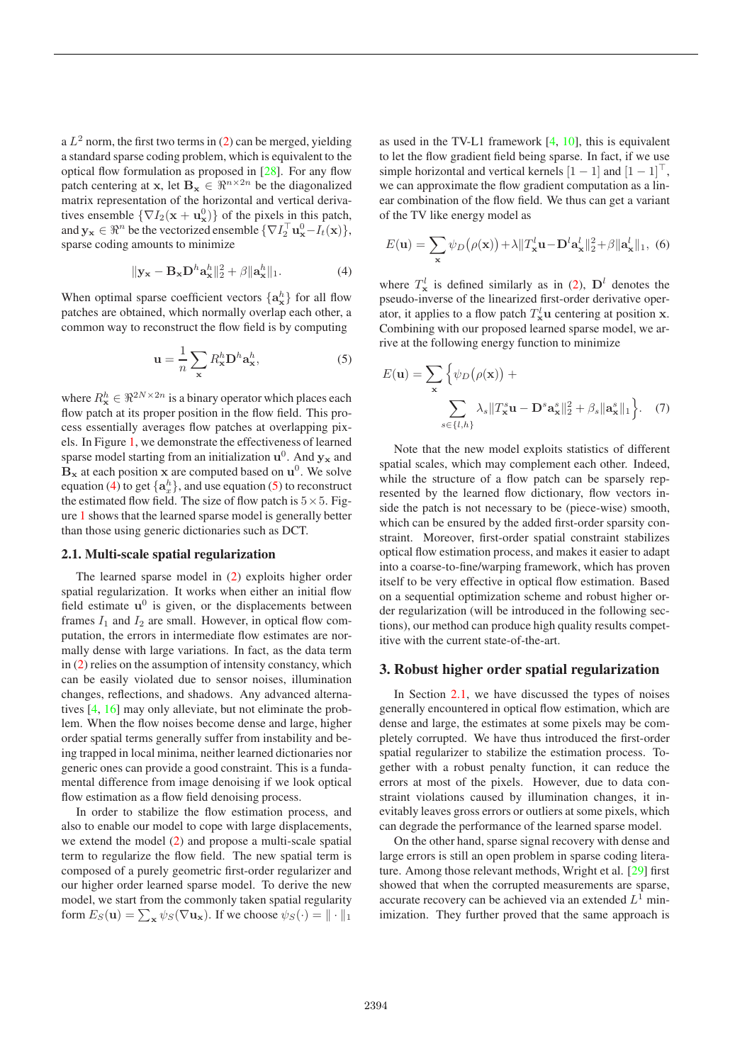a $L^2$ norm, the first two terms in (2) can be merged, yielding a standard sparse coding problem, which is equivalent to the optical flow formulation as proposed in [28]. For any flow patch centering at $\mathbf{x}$, let $\mathbf{B}_\mathbf{x} \in \Re^{n\times 2n}$ be the diagonalized matrix representation of the horizontal and vertical derivatives ensemble $\{\nabla I_2(\mathbf{x}+\mathbf{u}^0_\mathbf{x})\}$ of the pixels in this patch, and $\mathbf{y}_\mathbf{x} \in \Re^n$ be the vectorized ensemble $\{\nabla I_2^\top \mathbf{u}^0_\mathbf{x} - I_t(\mathbf{x})\}$, sparse coding amounts to minimize

$$\|\mathbf{y}_\mathbf{x} - \mathbf{B}_\mathbf{x}\mathbf{D}^h\mathbf{a}^h_\mathbf{x}\|_2^2 + \beta\|\mathbf{a}^h_\mathbf{x}\|_1. \tag{4}$$

When optimal sparse coefficient vectors $\{\mathbf{a}^h_\mathbf{x}\}$ for all flow patches are obtained, which normally overlap each other, a common way to reconstruct the flow field is by computing

$$\mathbf{u} = \frac{1}{n}\sum_\mathbf{x} R^h_\mathbf{x}\mathbf{D}^h\mathbf{a}^h_\mathbf{x}, \tag{5}$$

where $R^h_\mathbf{x} \in \Re^{2N\times 2n}$ is a binary operator which places each flow patch at its proper position in the flow field. This process essentially averages flow patches at overlapping pixels. In Figure 1, we demonstrate the effectiveness of learned sparse model starting from an initialization $\mathbf{u}^0$. And $\mathbf{y}_\mathbf{x}$ and $\mathbf{B}_\mathbf{x}$ at each position $\mathbf{x}$ are computed based on $\mathbf{u}^0$. We solve equation (4) to get $\{\mathbf{a}^h_x\}$, and use equation (5) to reconstruct the estimated flow field. The size of flow patch is $5\times 5$. Figure 1 shows that the learned sparse model is generally better than those using generic dictionaries such as DCT.

### 2.1. Multi-scale spatial regularization

The learned sparse model in (2) exploits higher order spatial regularization. It works when either an initial flow field estimate $\mathbf{u}^0$ is given, or the displacements between frames $I_1$ and $I_2$ are small. However, in optical flow computation, the errors in intermediate flow estimates are normally dense with large variations. In fact, as the data term in (2) relies on the assumption of intensity constancy, which can be easily violated due to sensor noises, illumination changes, reflections, and shadows. Any advanced alternatives [4, 16] may only alleviate, but not eliminate the problem. When the flow noises become dense and large, higher order spatial terms generally suffer from instability and being trapped in local minima, neither learned dictionaries nor generic ones can provide a good constraint. This is a fundamental difference from image denoising if we look optical flow estimation as a flow field denoising process.

In order to stabilize the flow estimation process, and also to enable our model to cope with large displacements, we extend the model (2) and propose a multi-scale spatial term to regularize the flow field. The new spatial term is composed of a purely geometric first-order regularizer and our higher order learned sparse model. To derive the new model, we start from the commonly taken spatial regularity form $E_S(\mathbf{u}) = \sum_\mathbf{x}\psi_S(\nabla\mathbf{u}_\mathbf{x})$. If we choose $\psi_S(\cdot) = \|\cdot\|_1$ as used in the TV-L1 framework [4, 10], this is equivalent to let the flow gradient field being sparse. In fact, if we use simple horizontal and vertical kernels $[1 \ -1]$ and $[1 \ -1]^\top$, we can approximate the flow gradient computation as a linear combination of the flow field. We thus can get a variant of the TV like energy model as

$$E(\mathbf{u}) = \sum_\mathbf{x}\psi_D\big(\rho(\mathbf{x})\big) + \lambda\|T^l_\mathbf{x}\mathbf{u} - \mathbf{D}^l\mathbf{a}^l_\mathbf{x}\|_2^2 + \beta\|\mathbf{a}^l_\mathbf{x}\|_1, \tag{6}$$

where $T^l_\mathbf{x}$ is defined similarly as in (2), $\mathbf{D}^l$ denotes the pseudo-inverse of the linearized first-order derivative operator, it applies to a flow patch $T^l_\mathbf{x}\mathbf{u}$ centering at position $\mathbf{x}$. Combining with our proposed learned sparse model, we arrive at the following energy function to minimize

$$E(\mathbf{u}) = \sum_\mathbf{x}\Big\{\psi_D\big(\rho(\mathbf{x})\big) + \sum_{s\in\{l,h\}}\lambda_s\|T^s_\mathbf{x}\mathbf{u} - \mathbf{D}^s\mathbf{a}^s_\mathbf{x}\|_2^2 + \beta_s\|\mathbf{a}^s_\mathbf{x}\|_1\Big\}. \tag{7}$$

Note that the new model exploits statistics of different spatial scales, which may complement each other. Indeed, while the structure of a flow patch can be sparsely represented by the learned flow dictionary, flow vectors inside the patch is not necessary to be (piece-wise) smooth, which can be ensured by the added first-order sparsity constraint. Moreover, first-order spatial constraint stabilizes optical flow estimation process, and makes it easier to adapt into a coarse-to-fine/warping framework, which has proven itself to be very effective in optical flow estimation. Based on a sequential optimization scheme and robust higher order regularization (will be introduced in the following sections), our method can produce high quality results competitive with the current state-of-the-art.

## 3. Robust higher order spatial regularization

In Section 2.1, we have discussed the types of noises generally encountered in optical flow estimation, which are dense and large, the estimates at some pixels may be completely corrupted. We have thus introduced the first-order spatial regularizer to stabilize the estimation process. Together with a robust penalty function, it can reduce the errors at most of the pixels. However, due to data constraint violations caused by illumination changes, it inevitably leaves gross errors or outliers at some pixels, which can degrade the performance of the learned sparse model.

On the other hand, sparse signal recovery with dense and large errors is still an open problem in sparse coding literature. Among those relevant methods, Wright et al. [29] first showed that when the corrupted measurements are sparse, accurate recovery can be achieved via an extended $L^1$ minimization. They further proved that the same approach is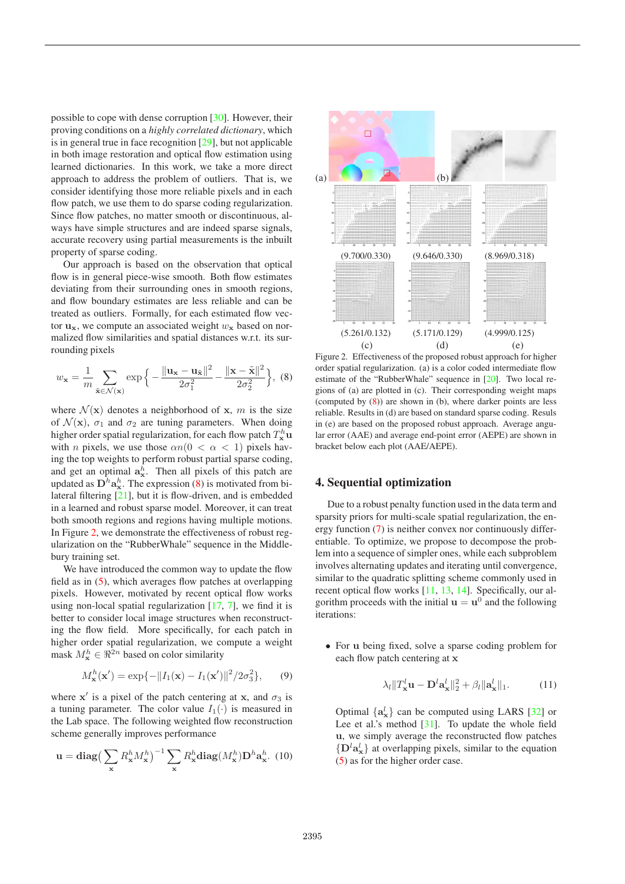possible to cope with dense corruption [30]. However, their proving conditions on a *highly correlated dictionary*, which is in general true in face recognition [29], but not applicable in both image restoration and optical flow estimation using learned dictionaries. In this work, we take a more direct approach to address the problem of outliers. That is, we consider identifying those more reliable pixels and in each flow patch, we use them to do sparse coding regularization. Since flow patches, no matter smooth or discontinuous, always have simple structures and are indeed sparse signals, accurate recovery using partial measurements is the inbuilt property of sparse coding.

Our approach is based on the observation that optical flow is in general piece-wise smooth. Both flow estimates deviating from their surrounding ones in smooth regions, and flow boundary estimates are less reliable and can be treated as outliers. Formally, for each estimated flow vector $\mathbf{u_x}$, we compute an associated weight $w_\mathbf{x}$ based on normalized flow similarities and spatial distances w.r.t. its surrounding pixels

$$w_\mathbf{x} = \frac{1}{m}\sum_{\tilde{\mathbf{x}} \in \mathcal{N}(\mathbf{x})} \exp\left\{-\frac{\|\mathbf{u_x} - \mathbf{u}_{\tilde{\mathbf{x}}}\|^2}{2\sigma_1^2} - \frac{\|\mathbf{x} - \tilde{\mathbf{x}}\|^2}{2\sigma_2^2}\right\}, \quad (8)$$

where $\mathcal{N}(\mathbf{x})$ denotes a neighborhood of $\mathbf{x}$, $m$ is the size of $\mathcal{N}(\mathbf{x})$, $\sigma_1$ and $\sigma_2$ are tuning parameters. When doing higher order spatial regularization, for each flow patch $T^h_\mathbf{x}\mathbf{u}$ with $n$ pixels, we use those $\alpha n (0 < \alpha < 1)$ pixels having the top weights to perform robust partial sparse coding, and get an optimal $\mathbf{a}^h_\mathbf{x}$. Then all pixels of this patch are updated as $\mathbf{D}^h\mathbf{a}^h_\mathbf{x}$. The expression (8) is motivated from bilateral filtering [21], but it is flow-driven, and is embedded in a learned and robust sparse model. Moreover, it can treat both smooth regions and regions having multiple motions. In Figure 2, we demonstrate the effectiveness of robust regularization on the "RubberWhale" sequence in the Middlebury training set.

We have introduced the common way to update the flow field as in (5), which averages flow patches at overlapping pixels. However, motivated by recent optical flow works using non-local spatial regularization [17, 7], we find it is better to consider local image structures when reconstructing the flow field. More specifically, for each patch in higher order spatial regularization, we compute a weight mask $M^h_\mathbf{x} \in \Re^{2n}$ based on color similarity

$$M^h_\mathbf{x}(\mathbf{x}') = \exp\{-\|I_1(\mathbf{x}) - I_1(\mathbf{x}')\|^2/2\sigma_3^2\}, \quad (9)$$

where $\mathbf{x}'$ is a pixel of the patch centering at $\mathbf{x}$, and $\sigma_3$ is a tuning parameter. The color value $I_1(\cdot)$ is measured in the Lab space. The following weighted flow reconstruction scheme generally improves performance

$$\mathbf{u} = \mathbf{diag}\Big(\sum_\mathbf{x} R^h_\mathbf{x} M^h_\mathbf{x}\Big)^{-1} \sum_\mathbf{x} R^h_\mathbf{x} \mathbf{diag}(M^h_\mathbf{x})\mathbf{D}^h\mathbf{a}^h_\mathbf{x}. \quad (10)$$

(a) (b)

(9.700/0.330) (9.646/0.330) (8.969/0.318)

(5.261/0.132) (5.171/0.129) (4.999/0.125)

(c) (d) (e)

Figure 2. Effectiveness of the proposed robust approach for higher order spatial regularization. (a) is a color coded intermediate flow estimate of the "RubberWhale" sequence in [20]. Two local regions of (a) are plotted in (c). Their corresponding weight maps (computed by (8)) are shown in (b), where darker points are less reliable. Results in (d) are based on standard sparse coding. Results in (e) are based on the proposed robust approach. Average angular error (AAE) and average end-point error (AEPE) are shown in bracket below each plot (AAE/AEPE).

## 4. Sequential optimization

Due to a robust penalty function used in the data term and sparsity priors for multi-scale spatial regularization, the energy function (7) is neither convex nor continuously differentiable. To optimize, we propose to decompose the problem into a sequence of simpler ones, while each subproblem involves alternating updates and iterating until convergence, similar to the quadratic splitting scheme commonly used in recent optical flow works [11, 13, 14]. Specifically, our algorithm proceeds with the initial $\mathbf{u} = \mathbf{u}^0$ and the following iterations:

- For $\mathbf{u}$ being fixed, solve a sparse coding problem for each flow patch centering at $\mathbf{x}$

$$\lambda_l\|T^l_\mathbf{x}\mathbf{u} - \mathbf{D}^l\mathbf{a}^l_\mathbf{x}\|_2^2 + \beta_l\|\mathbf{a}^l_\mathbf{x}\|_1. \quad (11)$$

  Optimal $\{\mathbf{a}^l_\mathbf{x}\}$ can be computed using LARS [32] or Lee et al.'s method [31]. To update the whole field $\mathbf{u}$, we simply average the reconstructed flow patches $\{\mathbf{D}^l\mathbf{a}^l_\mathbf{x}\}$ at overlapping pixels, similar to the equation (5) as for the higher order case.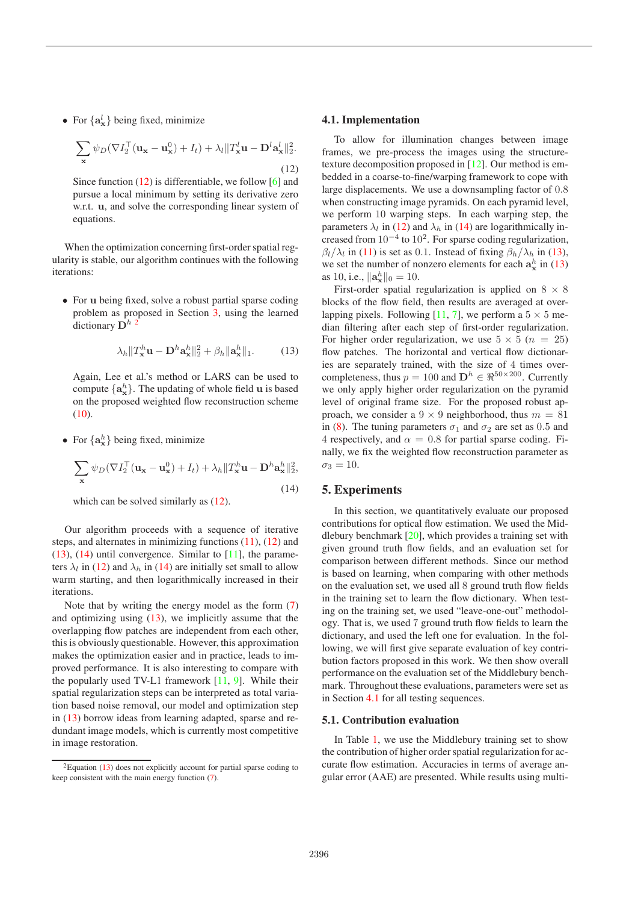- For $\{\mathbf{a}^l_\mathbf{x}\}$ being fixed, minimize

$$\sum_\mathbf{x} \psi_D(\nabla I_2^\top(\mathbf{u_x} - \mathbf{u}^0_\mathbf{x}) + I_t) + \lambda_l \|T^l_\mathbf{x}\mathbf{u} - \mathbf{D}^l\mathbf{a}^l_\mathbf{x}\|_2^2. \tag{12}$$

  Since function (12) is differentiable, we follow [6] and pursue a local minimum by setting its derivative zero w.r.t. $\mathbf{u}$, and solve the corresponding linear system of equations.

When the optimization concerning first-order spatial regularity is stable, our algorithm continues with the following iterations:

- For $\mathbf{u}$ being fixed, solve a robust partial sparse coding problem as proposed in Section 3, using the learned dictionary $\mathbf{D}^h$ [2]

$$\lambda_h \|T^h_\mathbf{x}\mathbf{u} - \mathbf{D}^h\mathbf{a}^h_\mathbf{x}\|_2^2 + \beta_h\|\mathbf{a}^h_\mathbf{x}\|_1. \tag{13}$$

  Again, Lee et al.'s method or LARS can be used to compute $\{\mathbf{a}^h_\mathbf{x}\}$. The updating of whole field $\mathbf{u}$ is based on the proposed weighted flow reconstruction scheme (10).

- For $\{\mathbf{a}^h_\mathbf{x}\}$ being fixed, minimize

$$\sum_\mathbf{x} \psi_D(\nabla I_2^\top(\mathbf{u_x} - \mathbf{u}^0_\mathbf{x}) + I_t) + \lambda_h \|T^h_\mathbf{x}\mathbf{u} - \mathbf{D}^h\mathbf{a}^h_\mathbf{x}\|_2^2, \tag{14}$$

  which can be solved similarly as (12).

Our algorithm proceeds with a sequence of iterative steps, and alternates in minimizing functions (11), (12) and (13), (14) until convergence. Similar to [11], the parameters $\lambda_l$ in (12) and $\lambda_h$ in (14) are initially set small to allow warm starting, and then logarithmically increased in their iterations.

Note that by writing the energy model as the form (7) and optimizing using (13), we implicitly assume that the overlapping flow patches are independent from each other, this is obviously questionable. However, this approximation makes the optimization easier and in practice, leads to improved performance. It is also interesting to compare with the popularly used TV-L1 framework [11, 9]. While their spatial regularization steps can be interpreted as total variation based noise removal, our model and optimization step in (13) borrow ideas from learning adapted, sparse and redundant image models, which is currently most competitive in image restoration.

[2] Equation (13) does not explicitly account for partial sparse coding to keep consistent with the main energy function (7).

### 4.1. Implementation

To allow for illumination changes between image frames, we pre-process the images using the structure-texture decomposition proposed in [12]. Our method is embedded in a coarse-to-fine/warping framework to cope with large displacements. We use a downsampling factor of 0.8 when constructing image pyramids. On each pyramid level, we perform 10 warping steps. In each warping step, the parameters $\lambda_l$ in (12) and $\lambda_h$ in (14) are logarithmically increased from $10^{-4}$ to $10^2$. For sparse coding regularization, $\beta_l/\lambda_l$ in (11) is set as 0.1. Instead of fixing $\beta_h/\lambda_h$ in (13), we set the number of nonzero elements for each $\mathbf{a}^h_\mathbf{x}$ in (13) as 10, i.e., $\|\mathbf{a}^h_\mathbf{x}\|_0 = 10$.

First-order spatial regularization is applied on $8 \times 8$ blocks of the flow field, then results are averaged at overlapping pixels. Following [11, 7], we perform a $5 \times 5$ median filtering after each step of first-order regularization. For higher order regularization, we use $5 \times 5$ ($n = 25$) flow patches. The horizontal and vertical flow dictionaries are separately trained, with the size of 4 times overcompleteness, thus $p = 100$ and $\mathbf{D}^h \in \Re^{50\times 200}$. Currently we only apply higher order regularization on the pyramid level of original frame size. For the proposed robust approach, we consider a $9 \times 9$ neighborhood, thus $m = 81$ in (8). The tuning parameters $\sigma_1$ and $\sigma_2$ are set as 0.5 and 4 respectively, and $\alpha = 0.8$ for partial sparse coding. Finally, we fix the weighted flow reconstruction parameter as $\sigma_3 = 10$.

## 5. Experiments

In this section, we quantitatively evaluate our proposed contributions for optical flow estimation. We used the Middlebury benchmark [20], which provides a training set with given ground truth flow fields, and an evaluation set for comparison between different methods. Since our method is based on learning, when comparing with other methods on the evaluation set, we used all 8 ground truth flow fields in the training set to learn the flow dictionary. When testing on the training set, we used "leave-one-out" methodology. That is, we used 7 ground truth flow fields to learn the dictionary, and used the left one for evaluation. In the following, we will first give separate evaluation of key contribution factors proposed in this work. We then show overall performance on the evaluation set of the Middlebury benchmark. Throughout these evaluations, parameters were set as in Section 4.1 for all testing sequences.

### 5.1. Contribution evaluation

In Table 1, we use the Middlebury training set to show the contribution of higher order spatial regularization for accurate flow estimation. Accuracies in terms of average angular error (AAE) are presented. While results using multi-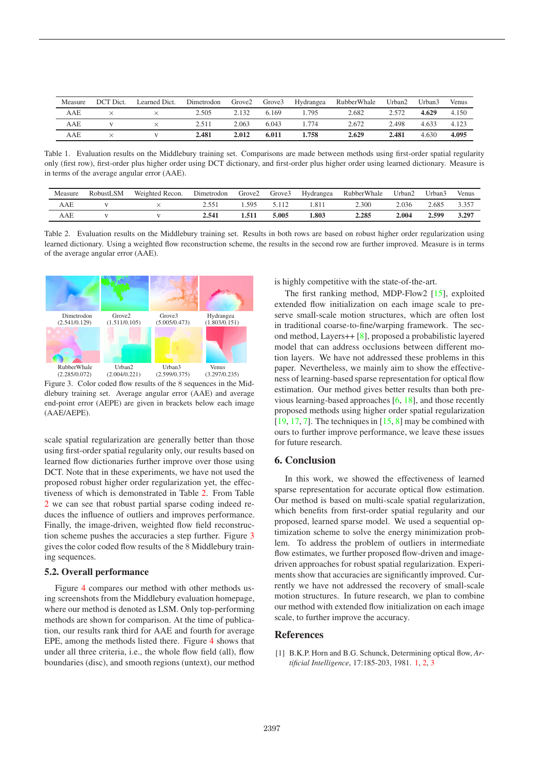| Measure | DCT Dict. | Learned Dict. | Dimetrodon | Grove2 | Grove3 | Hydrangea | RubberWhale | Urban2 | Urban3 | Venus |
|---|---|---|---|---|---|---|---|---|---|---|
| AAE | × | × | 2.505 | 2.132 | 6.169 | 1.795 | 2.682 | 2.572 | **4.629** | 4.150 |
| AAE | v | × | 2.511 | 2.063 | 6.043 | 1.774 | 2.672 | 2.498 | 4.633 | 4.123 |
| AAE | × | v | **2.481** | **2.012** | **6.011** | **1.758** | **2.629** | **2.481** | 4.630 | **4.095** |

Table 1. Evaluation results on the Middlebury training set. Comparisons are made between methods using first-order spatial regularity only (first row), first-order plus higher order using DCT dictionary, and first-order plus higher order using learned dictionary. Measure is in terms of the average angular error (AAE).

| Measure | RobustLSM | Weighted Recon. | Dimetrodon | Grove2 | Grove3 | Hydrangea | RubberWhale | Urban2 | Urban3 | Venus |
|---|---|---|---|---|---|---|---|---|---|---|
| AAE | v | × | 2.551 | 1.595 | 5.112 | 1.811 | 2.300 | 2.036 | 2.685 | 3.357 |
| AAE | v | v | **2.541** | **1.511** | **5.005** | **1.803** | **2.285** | **2.004** | **2.599** | **3.297** |

Table 2. Evaluation results on the Middlebury training set. Results in both rows are based on robust higher order regularization using learned dictionary. Using a weighted flow reconstruction scheme, the results in the second row are further improved. Measure is in terms of the average angular error (AAE).

Dimetrodon (2.541/0.129) Grove2 (1.511/0.105) Grove3 (5.005/0.473) Hydrangea (1.803/0.151)
RubberWhale (2.285/0.072) Urban2 (2.004/0.221) Urban3 (2.599/0.375) Venus (3.297/0.235)

Figure 3. Color coded flow results of the 8 sequences in the Middlebury training set. Average angular error (AAE) and average end-point error (AEPE) are given in brackets below each image (AAE/AEPE).

scale spatial regularization are generally better than those using first-order spatial regularity only, our results based on learned flow dictionaries further improve over those using DCT. Note that in these experiments, we have not used the proposed robust higher order regularization yet, the effectiveness of which is demonstrated in Table 2. From Table 2 we can see that robust partial sparse coding indeed reduces the influence of outliers and improves performance. Finally, the image-driven, weighted flow field reconstruction scheme pushes the accuracies a step further. Figure 3 gives the color coded flow results of the 8 Middlebury training sequences.

### 5.2. Overall performance

Figure 4 compares our method with other methods using screenshots from the Middlebury evaluation homepage, where our method is denoted as LSM. Only top-performing methods are shown for comparison. At the time of publication, our results rank third for AAE and fourth for average EPE, among the methods listed there. Figure 4 shows that under all three criteria, i.e., the whole flow field (all), flow boundaries (disc), and smooth regions (untext), our method is highly competitive with the state-of-the-art.

The first ranking method, MDP-Flow2 [15], exploited extended flow initialization on each image scale to preserve small-scale motion structures, which are often lost in traditional coarse-to-fine/warping framework. The second method, Layers++ [8], proposed a probabilistic layered model that can address occlusions between different motion layers. We have not addressed these problems in this paper. Nevertheless, we mainly aim to show the effectiveness of learning-based sparse representation for optical flow estimation. Our method gives better results than both previous learning-based approaches [6, 18], and those recently proposed methods using higher order spatial regularization [19, 17, 7]. The techniques in [15, 8] may be combined with ours to further improve performance, we leave these issues for future research.

## 6. Conclusion

In this work, we showed the effectiveness of learned sparse representation for accurate optical flow estimation. Our method is based on multi-scale spatial regularization, which benefits from first-order spatial regularity and our proposed, learned sparse model. We used a sequential optimization scheme to solve the energy minimization problem. To address the problem of outliers in intermediate flow estimates, we further proposed flow-driven and image-driven approaches for robust spatial regularization. Experiments show that accuracies are significantly improved. Currently we have not addressed the recovery of small-scale motion structures. In future research, we plan to combine our method with extended flow initialization on each image scale, to further improve the accuracy.

## References

[1] B.K.P. Horn and B.G. Schunck, Determining optical flow, *Artificial Intelligence*, 17:185-203, 1981. 1, 2, 3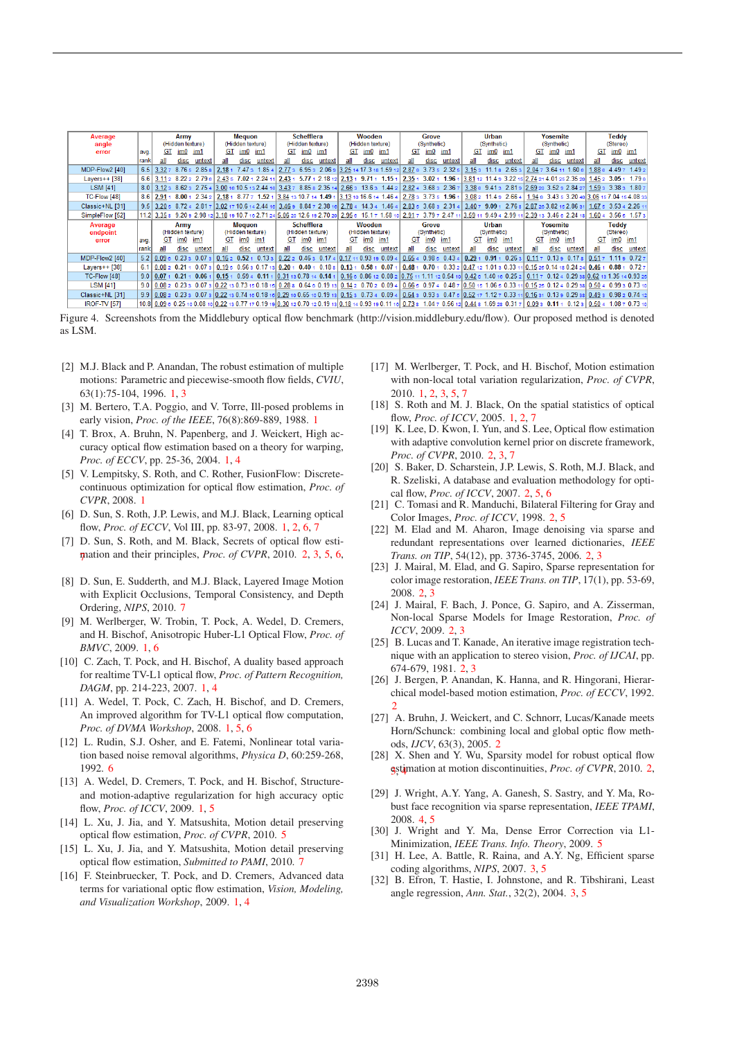| Average angle error | | Army (Hidden texture) | | | Mequon (Hidden texture) | | | Schefflera (Hidden texture) | | | Wooden (Hidden texture) | | | Grove (Synthetic) | | | Urban (Synthetic) | | | Yosemite (Synthetic) | | | Teddy (Stereo) | | |
|---|---|---|---|---|---|---|---|---|---|---|---|---|---|---|---|---|---|---|---|---|---|---|---|---|---|
| | avg. rank | all | disc | untext | all | disc | untext | all | disc | untext | all | disc | untext | all | disc | untext | all | disc | untext | all | disc | untext | all | disc | untext |
| MDP-Flow2 [40] | 6.5 | 3.32 7 | 8.76 5 | 2.85 8 | 2.18 1 | 7.47 3 | 1.85 4 | 2.77 3 | 6.95 3 | 2.06 9 | 3.25 14 | 17.3 18 | 1.59 12 | 2.87 8 | 3.73 5 | 2.32 5 | 3.15 3 | 11.1 8 | 2.65 3 | 2.04 7 | 3.64 11 | 1.60 6 | 1.88 6 | 4.49 7 | 1.49 2 |
| Layers++ [38] | 6.6 | 3.11 2 | 8.22 2 | 2.79 6 | 2.43 5 | 7.02 1 | 2.24 11 | 2.43 1 | 5.77 1 | 2.18 12 | 2.13 1 | 9.71 1 | 1.15 1 | 2.35 1 | 3.02 1 | 1.96 1 | 3.81 12 | 11.4 9 | 3.22 15 | 2.74 21 | 4.01 25 | 2.35 20 | 1.45 2 | 3.05 1 | 1.79 8 |
| LSM [41] | 8.0 | 3.12 3 | 8.62 3 | 2.75 4 | 3.00 16 | 10.5 13 | 2.44 16 | 3.43 7 | 8.85 6 | 2.35 14 | 2.66 3 | 13.6 3 | 1.44 2 | 2.82 4 | 3.68 3 | 2.36 7 | 3.38 6 | 9.41 3 | 2.81 9 | 2.69 20 | 3.52 9 | 2.84 27 | 1.59 3 | 3.38 3 | 1.80 7 |
| TC-Flow [48] | 8.6 | 2.91 1 | 8.00 1 | 2.34 2 | 2.18 1 | 8.77 7 | 1.52 1 | 3.84 13 | 10.7 14 | 1.49 1 | 3.13 10 | 16.6 14 | 1.46 4 | 2.78 3 | 3.73 5 | 1.96 1 | 3.08 2 | 11.4 9 | 2.66 4 | 1.94 6 | 3.43 5 | 3.20 40 | 3.06 15 | 7.04 15 | 4.08 33 |
| Classic+NL [31] | 9.5 | 3.20 5 | 8.72 4 | 2.81 7 | 3.02 17 | 10.6 14 | 2.44 16 | 3.46 9 | 8.84 7 | 2.38 16 | 2.78 4 | 14.3 4 | 1.46 4 | 2.83 5 | 3.68 3 | 2.31 4 | 3.40 7 | 9.09 1 | 2.76 8 | 2.87 26 | 3.82 18 | 2.86 31 | 1.67 5 | 3.53 4 | 2.26 11 |
| SimpleFlow [52] | 11.2 | 3.35 8 | 9.20 9 | 2.98 12 | 3.18 18 | 10.7 16 | 2.71 24 | 5.06 20 | 12.6 19 | 2.70 20 | 2.96 6 | 15.1 7 | 1.58 10 | 2.91 7 | 3.79 7 | 2.47 11 | 3.59 11 | 9.49 4 | 2.99 11 | 2.39 13 | 3.46 6 | 2.24 18 | 1.60 4 | 3.56 6 | 1.57 3 |

| Average endpoint error | | Army (Hidden texture) | | | Mequon (Hidden texture) | | | Schefflera (Hidden texture) | | | Wooden (Hidden texture) | | | Grove (Synthetic) | | | Urban (Synthetic) | | | Yosemite (Synthetic) | | | Teddy (Stereo) | | |
|---|---|---|---|---|---|---|---|---|---|---|---|---|---|---|---|---|---|---|---|---|---|---|---|---|---|
| | avg. rank | all | disc | untext | all | disc | untext | all | disc | untext | all | disc | untext | all | disc | untext | all | disc | untext | all | disc | untext | all | disc | untext |
| MDP-Flow2 [40] | 5.2 | 0.09 6 | 0.23 5 | 0.07 3 | 0.16 2 | 0.52 1 | 0.13 5 | 0.22 2 | 0.46 3 | 0.17 4 | 0.17 11 | 0.93 19 | 0.09 4 | 0.65 4 | 0.98 5 | 0.43 4 | 0.29 1 | 0.91 1 | 0.26 3 | 0.11 7 | 0.13 9 | 0.17 8 | 0.51 7 | 1.11 9 | 0.72 7 |
| Layers++ [38] | 6.1 | 0.08 2 | 0.21 1 | 0.07 3 | 0.19 5 | 0.56 3 | 0.17 13 | 0.20 1 | 0.40 1 | 0.18 8 | 0.13 1 | 0.58 1 | 0.07 1 | 0.48 1 | 0.70 1 | 0.33 2 | 0.47 12 | 1.01 3 | 0.33 11 | 0.15 26 | 0.14 18 | 0.24 24 | 0.46 1 | 0.88 1 | 0.72 7 |
| TC-Flow [48] | 9.0 | 0.07 1 | 0.21 1 | 0.06 1 | 0.15 1 | 0.59 4 | 0.11 1 | 0.31 13 | 0.78 14 | 0.14 1 | 0.16 8 | 0.86 12 | 0.08 2 | 0.75 11 | 1.11 12 | 0.54 10 | 0.42 6 | 1.40 10 | 0.25 2 | 0.11 7 | 0.12 4 | 0.29 38 | 0.62 13 | 1.35 14 | 0.93 26 |
| LSM [41] | 9.0 | 0.08 2 | 0.23 5 | 0.07 3 | 0.22 13 | 0.73 10 | 0.18 16 | 0.28 8 | 0.64 6 | 0.19 13 | 0.14 2 | 0.70 2 | 0.09 4 | 0.66 6 | 0.97 4 | 0.48 7 | 0.50 15 | 1.06 5 | 0.33 11 | 0.15 26 | 0.12 4 | 0.29 38 | 0.50 4 | 0.99 3 | 0.70 3 |
| Classic+NL [31] | 9.9 | 0.08 2 | 0.23 5 | 0.07 3 | 0.22 13 | 0.74 16 | 0.18 16 | 0.29 10 | 0.65 10 | 0.19 13 | 0.15 3 | 0.73 4 | 0.09 4 | 0.64 3 | 0.93 3 | 0.47 5 | 0.52 17 | 1.12 7 | 0.33 11 | 0.16 31 | 0.13 9 | 0.29 38 | 0.49 3 | 0.98 2 | 0.74 12 |
| IROF-TV [57] | 10.8 | 0.09 6 | 0.25 10 | 0.08 10 | 0.22 13 | 0.77 17 | 0.19 19 | 0.30 12 | 0.70 12 | 0.19 13 | 0.18 14 | 0.93 19 | 0.11 10 | 0.73 8 | 1.04 7 | 0.56 12 | 0.44 8 | 1.69 28 | 0.31 7 | 0.09 3 | 0.11 1 | 0.12 3 | 0.50 4 | 1.08 7 | 0.73 10 |

Figure 4. Screenshots from the Middlebury optical flow benchmark (http://vision.middlebury.edu/flow). Our proposed method is denoted as LSM.

[2] M.J. Black and P. Anandan, The robust estimation of multiple motions: Parametric and piecewise-smooth flow fields, *CVIU*, 63(1):75-104, 1996. 1, 3

[3] M. Bertero, T.A. Poggio, and V. Torre, Ill-posed problems in early vision, *Proc. of the IEEE*, 76(8):869-889, 1988. 1

[4] T. Brox, A. Bruhn, N. Papenberg, and J. Weickert, High accuracy optical flow estimation based on a theory for warping, *Proc. of ECCV*, pp. 25-36, 2004. 1, 4

[5] V. Lempitsky, S. Roth, and C. Rother, FusionFlow: Discrete-continuous optimization for optical flow estimation, *Proc. of CVPR*, 2008. 1

[6] D. Sun, S. Roth, J.P. Lewis, and M.J. Black, Learning optical flow, *Proc. of ECCV*, Vol III, pp. 83-97, 2008. 1, 2, 6, 7

[7] D. Sun, S. Roth, and M. Black, Secrets of optical flow estimation and their principles, *Proc. of CVPR*, 2010. 2, 3, 5, 6, 7

[8] D. Sun, E. Sudderth, and M.J. Black, Layered Image Motion with Explicit Occlusions, Temporal Consistency, and Depth Ordering, *NIPS*, 2010. 7

[9] M. Werlberger, W. Trobin, T. Pock, A. Wedel, D. Cremers, and H. Bischof, Anisotropic Huber-L1 Optical Flow, *Proc. of BMVC*, 2009. 1, 6

[10] C. Zach, T. Pock, and H. Bischof, A duality based approach for realtime TV-L1 optical flow, *Proc. of Pattern Recognition, DAGM*, pp. 214-223, 2007. 1, 4

[11] A. Wedel, T. Pock, C. Zach, H. Bischof, and D. Cremers, An improved algorithm for TV-L1 optical flow computation, *Proc. of DVMA Workshop*, 2008. 1, 5, 6

[12] L. Rudin, S.J. Osher, and E. Fatemi, Nonlinear total variation based noise removal algorithms, *Physica D*, 60:259-268, 1992. 6

[13] A. Wedel, D. Cremers, T. Pock, and H. Bischof, Structure- and motion-adaptive regularization for high accuracy optic flow, *Proc. of ICCV*, 2009. 1, 5

[14] L. Xu, J. Jia, and Y. Matsushita, Motion detail preserving optical flow estimation, *Proc. of CVPR*, 2010. 5

[15] L. Xu, J. Jia, and Y. Matsushita, Motion detail preserving optical flow estimation, *Submitted to PAMI*, 2010. 7

[16] F. Steinbruecker, T. Pock, and D. Cremers, Advanced data terms for variational optic flow estimation, *Vision, Modeling, and Visualization Workshop*, 2009. 1, 4

[17] M. Werlberger, T. Pock, and H. Bischof, Motion estimation with non-local total variation regularization, *Proc. of CVPR*, 2010. 1, 2, 3, 5, 7

[18] S. Roth and M. J. Black, On the spatial statistics of optical flow, *Proc. of ICCV*, 2005. 1, 2, 7

[19] K. Lee, D. Kwon, I. Yun, and S. Lee, Optical flow estimation with adaptive convolution kernel prior on discrete framework, *Proc. of CVPR*, 2010. 2, 3, 7

[20] S. Baker, D. Scharstein, J.P. Lewis, S. Roth, M.J. Black, and R. Szeliski, A database and evaluation methodology for optical flow, *Proc. of ICCV*, 2007. 2, 5, 6

[21] C. Tomasi and R. Manduchi, Bilateral Filtering for Gray and Color Images, *Proc. of ICCV*, 1998. 2, 5

[22] M. Elad and M. Aharon, Image denoising via sparse and redundant representations over learned dictionaries, *IEEE Trans. on TIP*, 54(12), pp. 3736-3745, 2006. 2, 3

[23] J. Mairal, M. Elad, and G. Sapiro, Sparse representation for color image restoration, *IEEE Trans. on TIP*, 17(1), pp. 53-69, 2008. 2, 3

[24] J. Mairal, F. Bach, J. Ponce, G. Sapiro, and A. Zisserman, Non-local Sparse Models for Image Restoration, *Proc. of ICCV*, 2009. 2, 3

[25] B. Lucas and T. Kanade, An iterative image registration technique with an application to stereo vision, *Proc. of IJCAI*, pp. 674-679, 1981. 2, 3

[26] J. Bergen, P. Anandan, K. Hanna, and R. Hingorani, Hierarchical model-based motion estimation, *Proc. of ECCV*, 1992. 2

[27] A. Bruhn, J. Weickert, and C. Schnorr, Lucas/Kanade meets Horn/Schunck: combining local and global optic flow methods, *IJCV*, 63(3), 2005. 2

[28] X. Shen and Y. Wu, Sparsity model for robust optical flow estimation at motion discontinuities, *Proc. of CVPR*, 2010. 2, 3, 4

[29] J. Wright, A.Y. Yang, A. Ganesh, S. Sastry, and Y. Ma, Robust face recognition via sparse representation, *IEEE TPAMI*, 2008. 4, 5

[30] J. Wright and Y. Ma, Dense Error Correction via L1-Minimization, *IEEE Trans. Info. Theory*, 2009. 5

[31] H. Lee, A. Battle, R. Raina, and A.Y. Ng, Efficient sparse coding algorithms, *NIPS*, 2007. 3, 5

[32] B. Efron, T. Hastie, I. Johnstone, and R. Tibshirani, Least angle regression, *Ann. Stat.*, 32(2), 2004. 3, 5